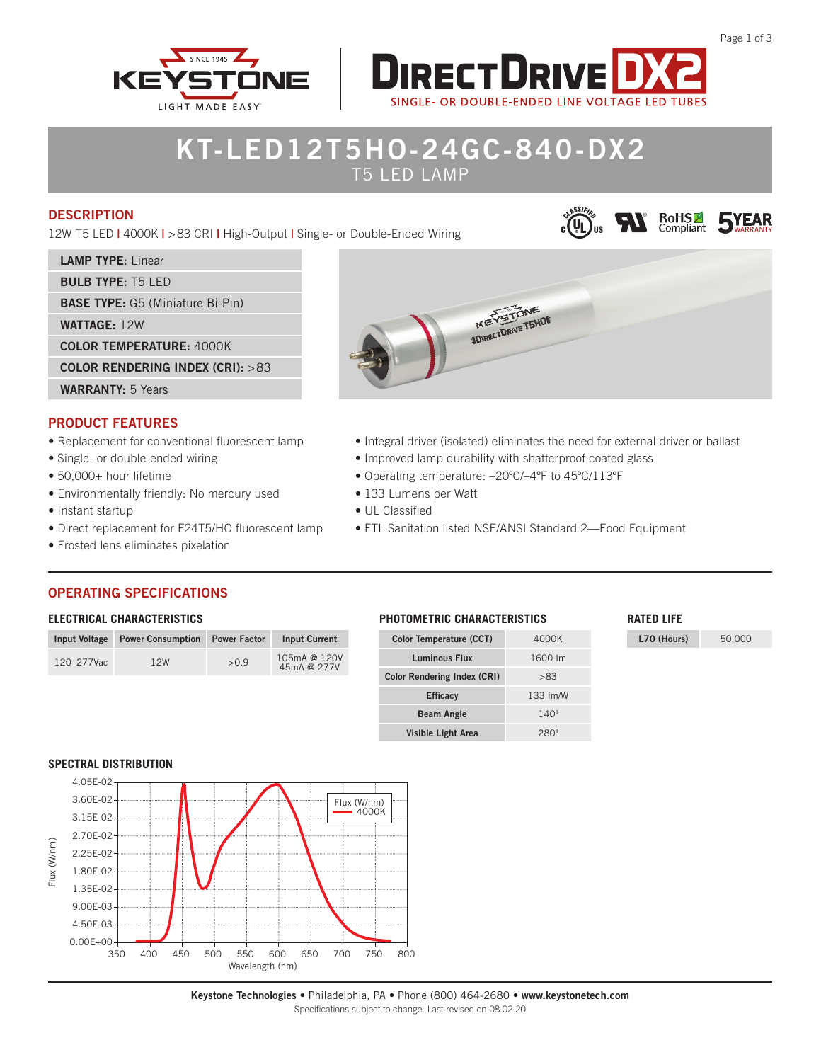KEYSTONE
SINCE 1945
LIGHT MADE EASY

DIRECTDRIVE DX2
SINGLE- OR DOUBLE-ENDED LINE VOLTAGE LED TUBES

# KT-LED12T5HO-24GC-840-DX2
T5 LED LAMP

## DESCRIPTION

12W T5 LED | 4000K | >83 CRI | High-Output | Single- or Double-Ended Wiring

RoHS Compliant | 5 YEAR WARRANTY

| |
|---|
| **LAMP TYPE:** Linear |
| **BULB TYPE:** T5 LED |
| **BASE TYPE:** G5 (Miniature Bi-Pin) |
| **WATTAGE:** 12W |
| **COLOR TEMPERATURE:** 4000K |
| **COLOR RENDERING INDEX (CRI):** >83 |
| **WARRANTY:** 5 Years |

## PRODUCT FEATURES

- Replacement for conventional fluorescent lamp
- Single- or double-ended wiring
- 50,000+ hour lifetime
- Environmentally friendly: No mercury used
- Instant startup
- Direct replacement for F24T5/HO fluorescent lamp
- Frosted lens eliminates pixelation
- Integral driver (isolated) eliminates the need for external driver or ballast
- Improved lamp durability with shatterproof coated glass
- Operating temperature: –20ºC/–4ºF to 45ºC/113ºF
- 133 Lumens per Watt
- UL Classified
- ETL Sanitation listed NSF/ANSI Standard 2—Food Equipment

## OPERATING SPECIFICATIONS

### ELECTRICAL CHARACTERISTICS

| Input Voltage | Power Consumption | Power Factor | Input Current |
|---|---|---|---|
| 120–277Vac | 12W | >0.9 | 105mA @ 120V<br>45mA @ 277V |

### PHOTOMETRIC CHARACTERISTICS

| | |
|---|---|
| Color Temperature (CCT) | 4000K |
| Luminous Flux | 1600 lm |
| Color Rendering Index (CRI) | >83 |
| Efficacy | 133 lm/W |
| Beam Angle | 140º |
| Visible Light Area | 280º |

### RATED LIFE

| | |
|---|---|
| L70 (Hours) | 50,000 |

### SPECTRAL DISTRIBUTION

Flux (W/nm) vs. Wavelength (nm), 350–800 nm; Flux axis 0.00E+00 to 4.05E-02. Legend: Flux (W/nm) 4000K.

**Keystone Technologies** • Philadelphia, PA • Phone (800) 464-2680 • **www.keystonetech.com**
Specifications subject to change. Last revised on 08.02.20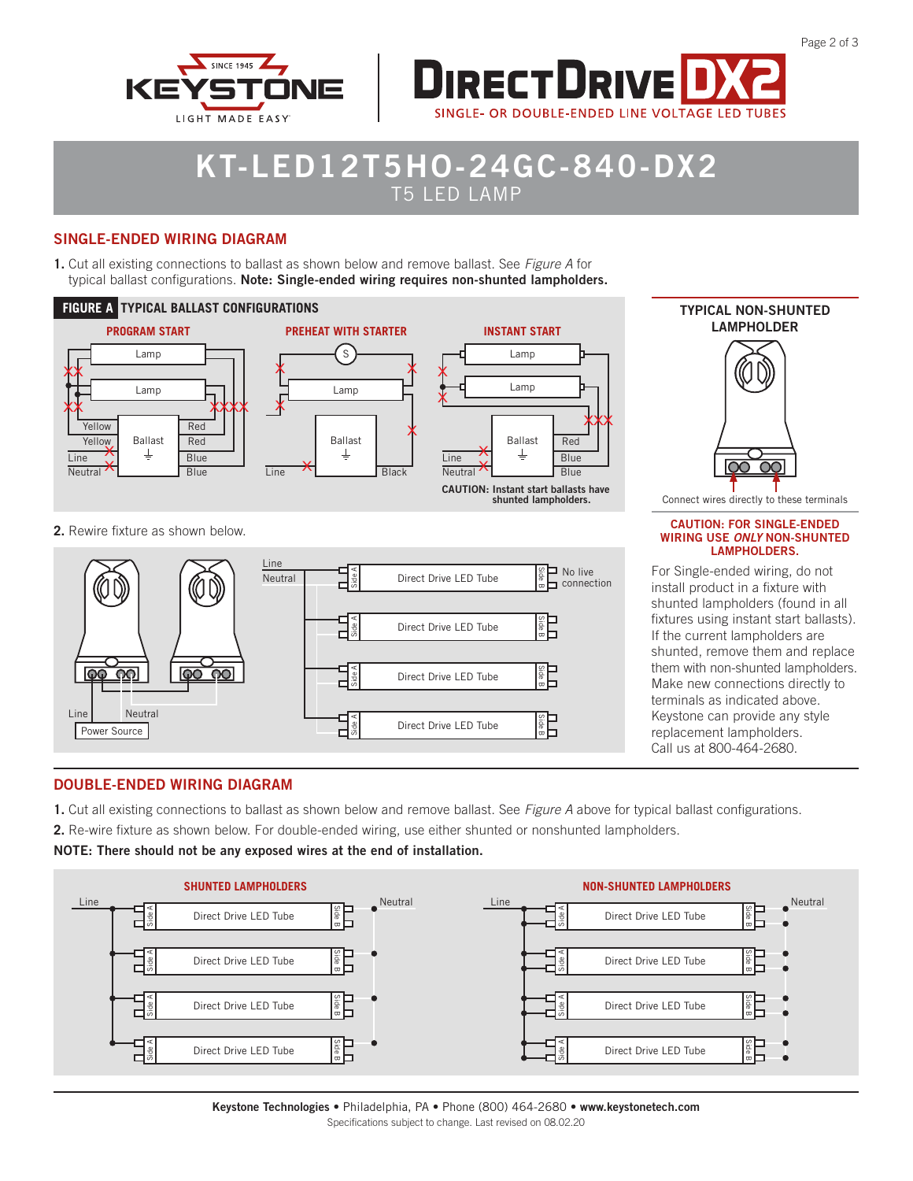# KT-LED12T5HO-24GC-840-DX2

T5 LED LAMP

## SINGLE-ENDED WIRING DIAGRAM

1. Cut all existing connections to ballast as shown below and remove ballast. See *Figure A* for typical ballast configurations. **Note: Single-ended wiring requires non-shunted lampholders.**

**FIGURE A TYPICAL BALLAST CONFIGURATIONS**

PROGRAM START

PREHEAT WITH STARTER

INSTANT START

CAUTION: Instant start ballasts have shunted lampholders.

2. Rewire fixture as shown below.

### TYPICAL NON-SHUNTED LAMPHOLDER

Connect wires directly to these terminals

**CAUTION: FOR SINGLE-ENDED WIRING USE *ONLY* NON-SHUNTED LAMPHOLDERS.**

For Single-ended wiring, do not install product in a fixture with shunted lampholders (found in all fixtures using instant start ballasts). If the current lampholders are shunted, remove them and replace them with non-shunted lampholders. Make new connections directly to terminals as indicated above. Keystone can provide any style replacement lampholders. Call us at 800-464-2680.

## DOUBLE-ENDED WIRING DIAGRAM

1. Cut all existing connections to ballast as shown below and remove ballast. See *Figure A* above for typical ballast configurations.
2. Re-wire fixture as shown below. For double-ended wiring, use either shunted or nonshunted lampholders.

**NOTE: There should not be any exposed wires at the end of installation.**

SHUNTED LAMPHOLDERS

NON-SHUNTED LAMPHOLDERS

**Keystone Technologies** • Philadelphia, PA • Phone (800) 464-2680 • **www.keystonetech.com**

Specifications subject to change. Last revised on 08.02.20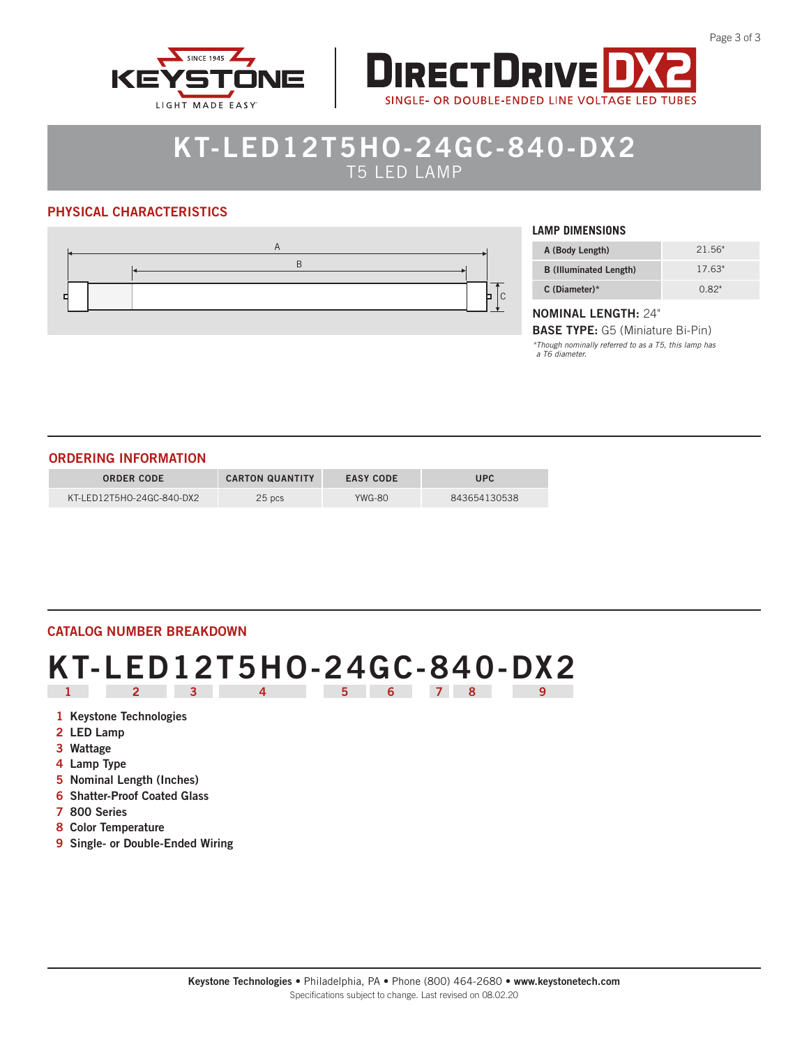# KT-LED12T5HO-24GC-840-DX2

T5 LED LAMP

## PHYSICAL CHARACTERISTICS

A

B

C

### LAMP DIMENSIONS

| | |
|---|---|
| A (Body Length) | 21.56" |
| B (Illuminated Length) | 17.63" |
| C (Diameter)* | 0.82" |

**NOMINAL LENGTH:** 24"

**BASE TYPE:** G5 (Miniature Bi-Pin)

*\*Though nominally referred to as a T5, this lamp has a T6 diameter.*

## ORDERING INFORMATION

| ORDER CODE | CARTON QUANTITY | EASY CODE | UPC |
|---|---|---|---|
| KT-LED12T5HO-24GC-840-DX2 | 25 pcs | YWG-80 | 843654130538 |

## CATALOG NUMBER BREAKDOWN

**KT-LED12T5HO-24GC-840-DX2**

1. Keystone Technologies
2. LED Lamp
3. Wattage
4. Lamp Type
5. Nominal Length (Inches)
6. Shatter-Proof Coated Glass
7. 800 Series
8. Color Temperature
9. Single- or Double-Ended Wiring

**Keystone Technologies** • Philadelphia, PA • Phone (800) 464-2680 • **www.keystonetech.com**

Specifications subject to change. Last revised on 08.02.20